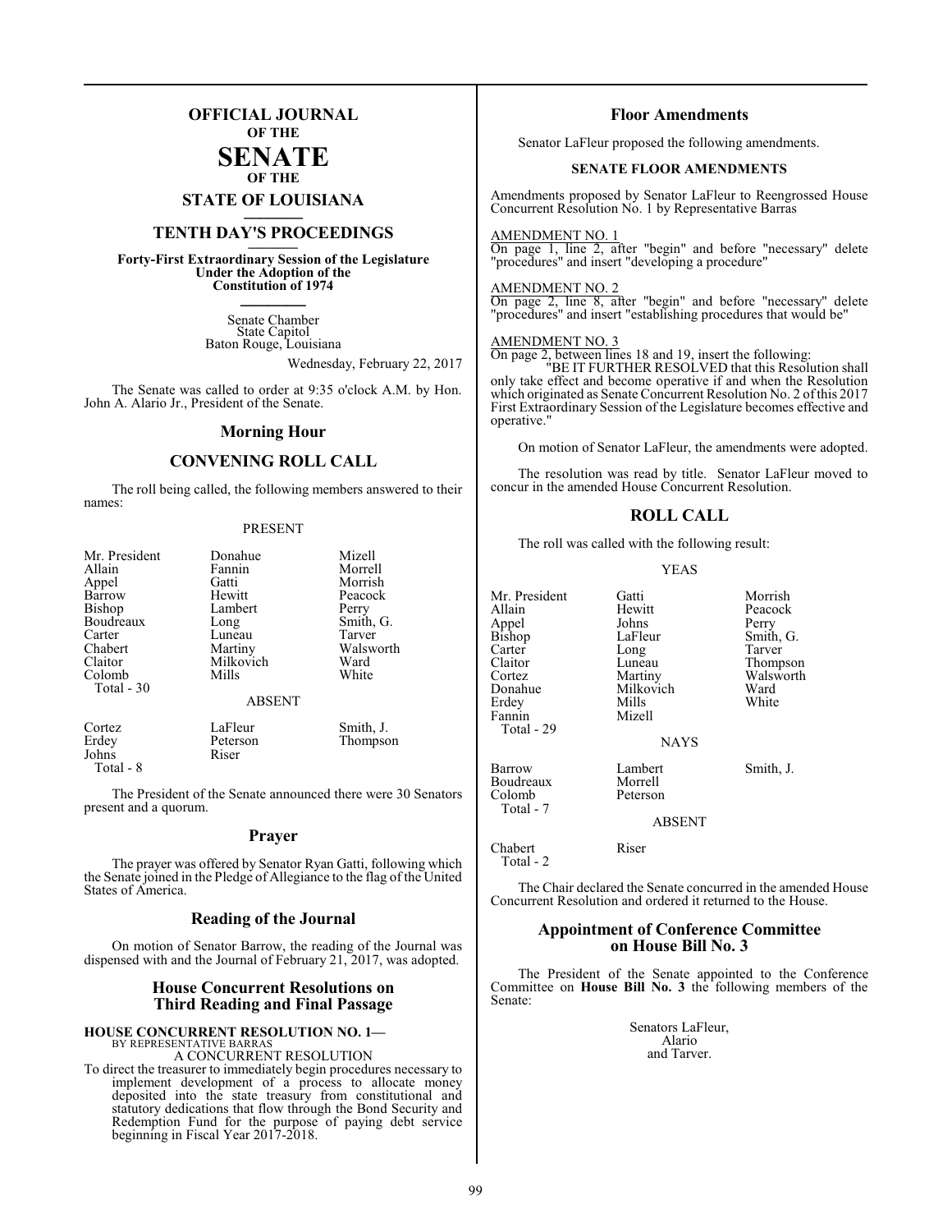# OFFICIAL JOURNAL OF THE SENATE OF THE STATE OF LOUISIANA

## TENTH DAY'S PROCEEDINGS

**Forty-First Extraordinary Session of the Legislature Under the Adoption of the Constitution of 1974**

Senate Chamber
State Capitol
Baton Rouge, Louisiana

Wednesday, February 22, 2017

The Senate was called to order at 9:35 o'clock A.M. by Hon. John A. Alario Jr., President of the Senate.

## Morning Hour

## CONVENING ROLL CALL

The roll being called, the following members answered to their names:

PRESENT

| | | |
|---|---|---|
| Mr. President | Donahue | Mizell |
| Allain | Fannin | Morrell |
| Appel | Gatti | Morrish |
| Barrow | Hewitt | Peacock |
| Bishop | Lambert | Perry |
| Boudreaux | Long | Smith, G. |
| Carter | Luneau | Tarver |
| Chabert | Martiny | Walsworth |
| Claitor | Milkovich | Ward |
| Colomb | Mills | White |
| Total - 30 | | |

ABSENT

| | | |
|---|---|---|
| Cortez | LaFleur | Smith, J. |
| Erdey | Peterson | Thompson |
| Johns | Riser | |
| Total - 8 | | |

The President of the Senate announced there were 30 Senators present and a quorum.

## Prayer

The prayer was offered by Senator Ryan Gatti, following which the Senate joined in the Pledge of Allegiance to the flag of the United States of America.

## Reading of the Journal

On motion of Senator Barrow, the reading of the Journal was dispensed with and the Journal of February 21, 2017, was adopted.

## House Concurrent Resolutions on Third Reading and Final Passage

**HOUSE CONCURRENT RESOLUTION NO. 1—**
BY REPRESENTATIVE BARRAS
A CONCURRENT RESOLUTION

To direct the treasurer to immediately begin procedures necessary to implement development of a process to allocate money deposited into the state treasury from constitutional and statutory dedications that flow through the Bond Security and Redemption Fund for the purpose of paying debt service beginning in Fiscal Year 2017-2018.

## Floor Amendments

Senator LaFleur proposed the following amendments.

**SENATE FLOOR AMENDMENTS**

Amendments proposed by Senator LaFleur to Reengrossed House Concurrent Resolution No. 1 by Representative Barras

AMENDMENT NO. 1
On page 1, line 2, after "begin" and before "necessary" delete "procedures" and insert "developing a procedure"

AMENDMENT NO. 2
On page 2, line 8, after "begin" and before "necessary" delete "procedures" and insert "establishing procedures that would be"

AMENDMENT NO. 3
On page 2, between lines 18 and 19, insert the following:
"BE IT FURTHER RESOLVED that this Resolution shall only take effect and become operative if and when the Resolution which originated as Senate Concurrent Resolution No. 2 of this 2017 First Extraordinary Session of the Legislature becomes effective and operative."

On motion of Senator LaFleur, the amendments were adopted.

The resolution was read by title. Senator LaFleur moved to concur in the amended House Concurrent Resolution.

## ROLL CALL

The roll was called with the following result:

YEAS

| | | |
|---|---|---|
| Mr. President | Gatti | Morrish |
| Allain | Hewitt | Peacock |
| Appel | Johns | Perry |
| Bishop | LaFleur | Smith, G. |
| Carter | Long | Tarver |
| Claitor | Luneau | Thompson |
| Cortez | Martiny | Walsworth |
| Donahue | Milkovich | Ward |
| Erdey | Mills | White |
| Fannin | Mizell | |
| Total - 29 | | |

NAYS

| | | |
|---|---|---|
| Barrow | Lambert | Smith, J. |
| Boudreaux | Morrell | |
| Colomb | Peterson | |
| Total - 7 | | |

ABSENT

| | |
|---|---|
| Chabert | Riser |
| Total - 2 | |

The Chair declared the Senate concurred in the amended House Concurrent Resolution and ordered it returned to the House.

## Appointment of Conference Committee on House Bill No. 3

The President of the Senate appointed to the Conference Committee on **House Bill No. 3** the following members of the Senate:

Senators LaFleur,
Alario
and Tarver.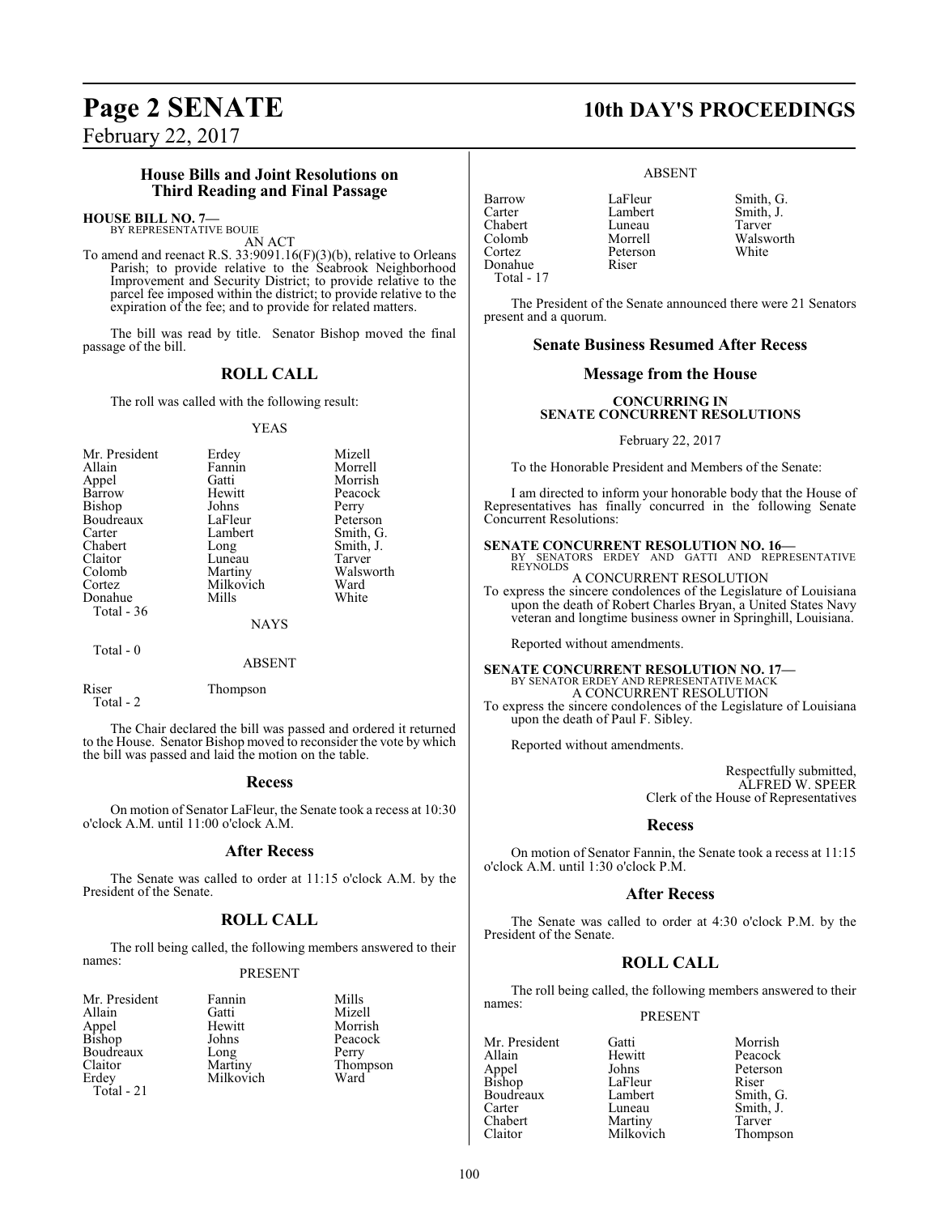### House Bills and Joint Resolutions on Third Reading and Final Passage

**HOUSE BILL NO. 7—**
BY REPRESENTATIVE BOUIE

AN ACT

To amend and reenact R.S. 33:9091.16(F)(3)(b), relative to Orleans Parish; to provide relative to the Seabrook Neighborhood Improvement and Security District; to provide relative to the parcel fee imposed within the district; to provide relative to the expiration of the fee; and to provide for related matters.

The bill was read by title. Senator Bishop moved the final passage of the bill.

## ROLL CALL

The roll was called with the following result:

YEAS

| | | |
|---|---|---|
| Mr. President | Erdey | Mizell |
| Allain | Fannin | Morrell |
| Appel | Gatti | Morrish |
| Barrow | Hewitt | Peacock |
| Bishop | Johns | Perry |
| Boudreaux | LaFleur | Peterson |
| Carter | Lambert | Smith, G. |
| Chabert | Long | Smith, J. |
| Claitor | Luneau | Tarver |
| Colomb | Martiny | Walsworth |
| Cortez | Milkovich | Ward |
| Donahue | Mills | White |

Total - 36

NAYS

Total - 0

ABSENT

| | |
|---|---|
| Riser | Thompson |

Total - 2

The Chair declared the bill was passed and ordered it returned to the House. Senator Bishop moved to reconsider the vote by which the bill was passed and laid the motion on the table.

### Recess

On motion of Senator LaFleur, the Senate took a recess at 10:30 o'clock A.M. until 11:00 o'clock A.M.

### After Recess

The Senate was called to order at 11:15 o'clock A.M. by the President of the Senate.

## ROLL CALL

The roll being called, the following members answered to their names:

PRESENT

| | | |
|---|---|---|
| Mr. President | Fannin | Mills |
| Allain | Gatti | Mizell |
| Appel | Hewitt | Morrish |
| Bishop | Johns | Peacock |
| Boudreaux | Long | Perry |
| Claitor | Martiny | Thompson |
| Erdey | Milkovich | Ward |

Total - 21

ABSENT

| | | |
|---|---|---|
| Barrow | LaFleur | Smith, G. |
| Carter | Lambert | Smith, J. |
| Chabert | Luneau | Tarver |
| Colomb | Morrell | Walsworth |
| Cortez | Peterson | White |
| Donahue | Riser | |

Total - 17

The President of the Senate announced there were 21 Senators present and a quorum.

### Senate Business Resumed After Recess

### Message from the House

**CONCURRING IN SENATE CONCURRENT RESOLUTIONS**

February 22, 2017

To the Honorable President and Members of the Senate:

I am directed to inform your honorable body that the House of Representatives has finally concurred in the following Senate Concurrent Resolutions:

**SENATE CONCURRENT RESOLUTION NO. 16—**
BY SENATORS ERDEY AND GATTI AND REPRESENTATIVE REYNOLDS

A CONCURRENT RESOLUTION

To express the sincere condolences of the Legislature of Louisiana upon the death of Robert Charles Bryan, a United States Navy veteran and longtime business owner in Springhill, Louisiana.

Reported without amendments.

**SENATE CONCURRENT RESOLUTION NO. 17—**
BY SENATOR ERDEY AND REPRESENTATIVE MACK

A CONCURRENT RESOLUTION

To express the sincere condolences of the Legislature of Louisiana upon the death of Paul F. Sibley.

Reported without amendments.

Respectfully submitted,
ALFRED W. SPEER
Clerk of the House of Representatives

### Recess

On motion of Senator Fannin, the Senate took a recess at 11:15 o'clock A.M. until 1:30 o'clock P.M.

### After Recess

The Senate was called to order at 4:30 o'clock P.M. by the President of the Senate.

## ROLL CALL

The roll being called, the following members answered to their names:

PRESENT

| | | |
|---|---|---|
| Mr. President | Gatti | Morrish |
| Allain | Hewitt | Peacock |
| Appel | Johns | Peterson |
| Bishop | LaFleur | Riser |
| Boudreaux | Lambert | Smith, G. |
| Carter | Luneau | Smith, J. |
| Chabert | Martiny | Tarver |
| Claitor | Milkovich | Thompson |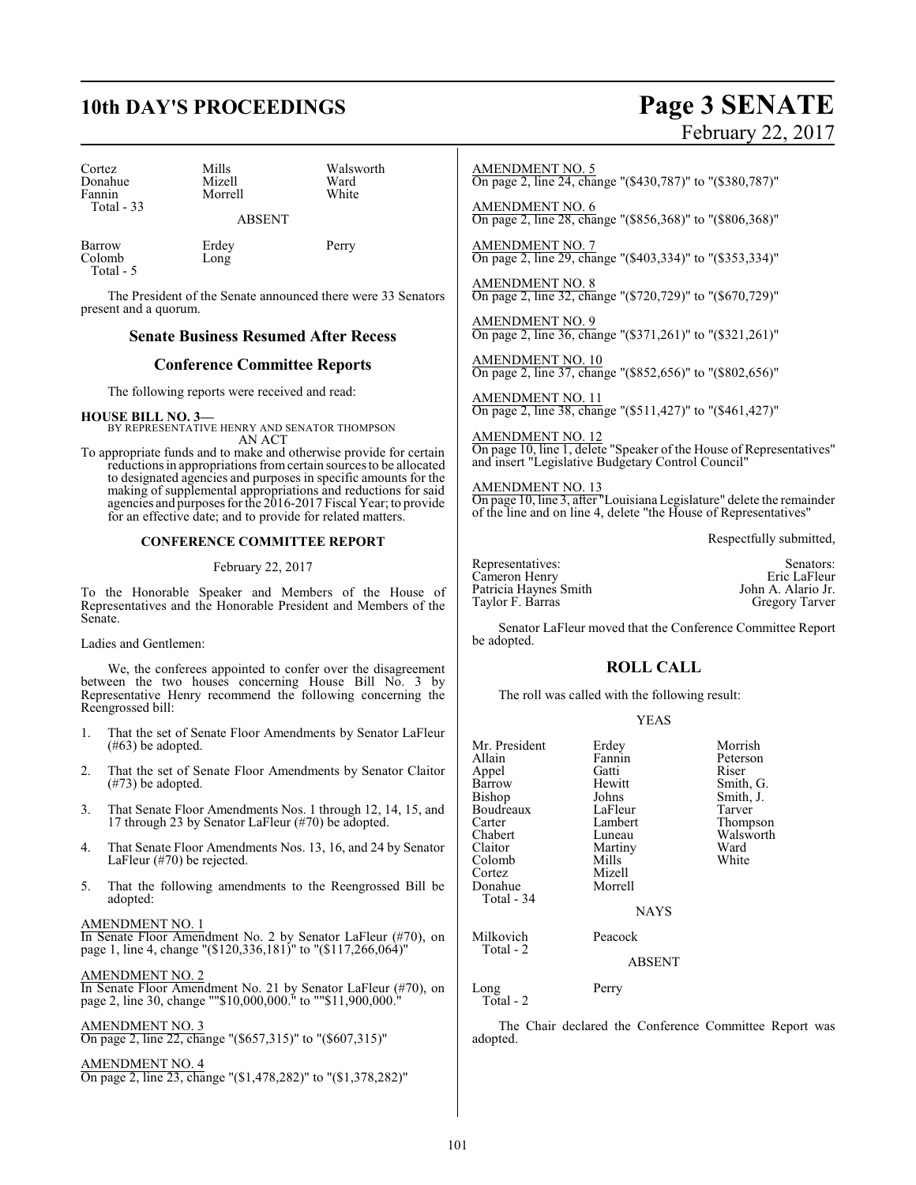| | | |
|---|---|---|
| Cortez | Mills | Walsworth |
| Donahue | Mizell | Ward |
| Fannin | Morrell | White |
| Total - 33 | | |

ABSENT

| | | |
|---|---|---|
| Barrow | Erdey | Perry |
| Colomb | Long | |
| Total - 5 | | |

The President of the Senate announced there were 33 Senators present and a quorum.

## Senate Business Resumed After Recess

## Conference Committee Reports

The following reports were received and read:

**HOUSE BILL NO. 3—**
BY REPRESENTATIVE HENRY AND SENATOR THOMPSON
AN ACT

To appropriate funds and to make and otherwise provide for certain reductions in appropriations from certain sources to be allocated to designated agencies and purposes in specific amounts for the making of supplemental appropriations and reductions for said agencies and purposes for the 2016-2017 Fiscal Year; to provide for an effective date; and to provide for related matters.

**CONFERENCE COMMITTEE REPORT**

February 22, 2017

To the Honorable Speaker and Members of the House of Representatives and the Honorable President and Members of the Senate.

Ladies and Gentlemen:

We, the conferees appointed to confer over the disagreement between the two houses concerning House Bill No. 3 by Representative Henry recommend the following concerning the Reengrossed bill:

1. That the set of Senate Floor Amendments by Senator LaFleur (#63) be adopted.

2. That the set of Senate Floor Amendments by Senator Claitor (#73) be adopted.

3. That Senate Floor Amendments Nos. 1 through 12, 14, 15, and 17 through 23 by Senator LaFleur (#70) be adopted.

4. That Senate Floor Amendments Nos. 13, 16, and 24 by Senator LaFleur (#70) be rejected.

5. That the following amendments to the Reengrossed Bill be adopted:

AMENDMENT NO. 1
In Senate Floor Amendment No. 2 by Senator LaFleur (#70), on page 1, line 4, change "($120,336,181)" to "($117,266,064)"

AMENDMENT NO. 2
In Senate Floor Amendment No. 21 by Senator LaFleur (#70), on page 2, line 30, change ""$10,000,000." to ""$11,900,000."

AMENDMENT NO. 3
On page 2, line 22, change "($657,315)" to "($607,315)"

AMENDMENT NO. 4
On page 2, line 23, change "($1,478,282)" to "($1,378,282)"

AMENDMENT NO. 5
On page 2, line 24, change "($430,787)" to "($380,787)"

AMENDMENT NO. 6
On page 2, line 28, change "($856,368)" to "($806,368)"

AMENDMENT NO. 7
On page 2, line 29, change "($403,334)" to "($353,334)"

AMENDMENT NO. 8
On page 2, line 32, change "($720,729)" to "($670,729)"

AMENDMENT NO. 9
On page 2, line 36, change "($371,261)" to "($321,261)"

AMENDMENT NO. 10
On page 2, line 37, change "($852,656)" to "($802,656)"

AMENDMENT NO. 11
On page 2, line 38, change "($511,427)" to "($461,427)"

AMENDMENT NO. 12
On page 10, line 1, delete "Speaker of the House of Representatives" and insert "Legislative Budgetary Control Council"

AMENDMENT NO. 13
On page 10, line 3, after "Louisiana Legislature" delete the remainder of the line and on line 4, delete "the House of Representatives"

Respectfully submitted,

| Representatives: | Senators: |
|---|---|
| Cameron Henry | Eric LaFleur |
| Patricia Haynes Smith | John A. Alario Jr. |
| Taylor F. Barras | Gregory Tarver |

Senator LaFleur moved that the Conference Committee Report be adopted.

## ROLL CALL

The roll was called with the following result:

YEAS

| | | |
|---|---|---|
| Mr. President | Erdey | Morrish |
| Allain | Fannin | Peterson |
| Appel | Gatti | Riser |
| Barrow | Hewitt | Smith, G. |
| Bishop | Johns | Smith, J. |
| Boudreaux | LaFleur | Tarver |
| Carter | Lambert | Thompson |
| Chabert | Luneau | Walsworth |
| Claitor | Martiny | Ward |
| Colomb | Mills | White |
| Cortez | Mizell | |
| Donahue | Morrell | |
| Total - 34 | | |

NAYS

| | |
|---|---|
| Milkovich | Peacock |
| Total - 2 | |

ABSENT

| | |
|---|---|
| Long | Perry |
| Total - 2 | |

The Chair declared the Conference Committee Report was adopted.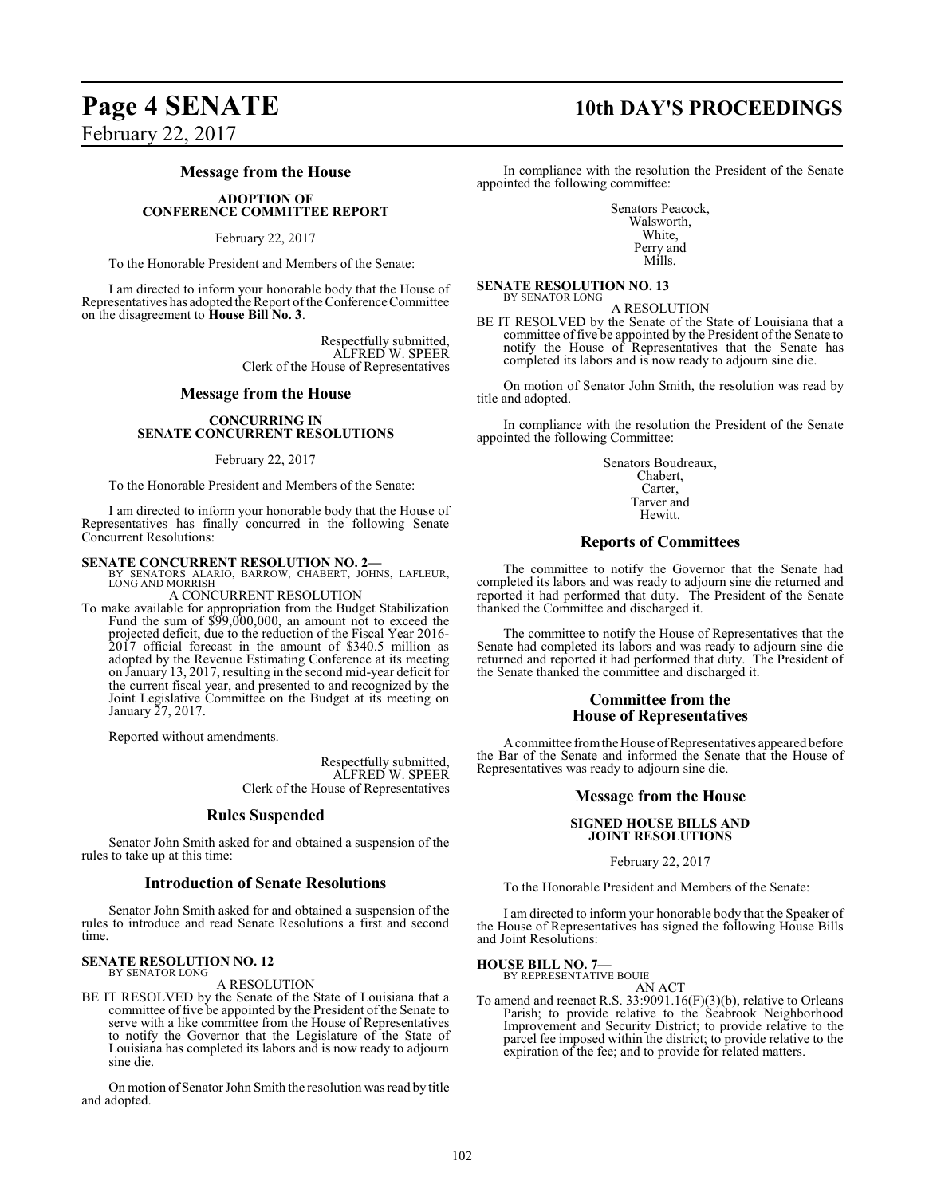## Message from the House

### ADOPTION OF CONFERENCE COMMITTEE REPORT

February 22, 2017

To the Honorable President and Members of the Senate:

I am directed to inform your honorable body that the House of Representatives has adopted the Report of the Conference Committee on the disagreement to **House Bill No. 3**.

Respectfully submitted,
ALFRED W. SPEER
Clerk of the House of Representatives

## Message from the House

### CONCURRING IN SENATE CONCURRENT RESOLUTIONS

February 22, 2017

To the Honorable President and Members of the Senate:

I am directed to inform your honorable body that the House of Representatives has finally concurred in the following Senate Concurrent Resolutions:

**SENATE CONCURRENT RESOLUTION NO. 2—**
BY SENATORS ALARIO, BARROW, CHABERT, JOHNS, LAFLEUR, LONG AND MORRISH

A CONCURRENT RESOLUTION

To make available for appropriation from the Budget Stabilization Fund the sum of $99,000,000, an amount not to exceed the projected deficit, due to the reduction of the Fiscal Year 2016-2017 official forecast in the amount of $340.5 million as adopted by the Revenue Estimating Conference at its meeting on January 13, 2017, resulting in the second mid-year deficit for the current fiscal year, and presented to and recognized by the Joint Legislative Committee on the Budget at its meeting on January 27, 2017.

Reported without amendments.

Respectfully submitted,
ALFRED W. SPEER
Clerk of the House of Representatives

## Rules Suspended

Senator John Smith asked for and obtained a suspension of the rules to take up at this time:

## Introduction of Senate Resolutions

Senator John Smith asked for and obtained a suspension of the rules to introduce and read Senate Resolutions a first and second time.

**SENATE RESOLUTION NO. 12**
BY SENATOR LONG

A RESOLUTION

BE IT RESOLVED by the Senate of the State of Louisiana that a committee of five be appointed by the President of the Senate to serve with a like committee from the House of Representatives to notify the Governor that the Legislature of the State of Louisiana has completed its labors and is now ready to adjourn sine die.

On motion of Senator John Smith the resolution was read by title and adopted.

In compliance with the resolution the President of the Senate appointed the following committee:

Senators Peacock,
Walsworth,
White,
Perry and
Mills.

**SENATE RESOLUTION NO. 13**
BY SENATOR LONG

A RESOLUTION

BE IT RESOLVED by the Senate of the State of Louisiana that a committee of five be appointed by the President of the Senate to notify the House of Representatives that the Senate has completed its labors and is now ready to adjourn sine die.

On motion of Senator John Smith, the resolution was read by title and adopted.

In compliance with the resolution the President of the Senate appointed the following Committee:

Senators Boudreaux,
Chabert,
Carter,
Tarver and
Hewitt.

## Reports of Committees

The committee to notify the Governor that the Senate had completed its labors and was ready to adjourn sine die returned and reported it had performed that duty. The President of the Senate thanked the Committee and discharged it.

The committee to notify the House of Representatives that the Senate had completed its labors and was ready to adjourn sine die returned and reported it had performed that duty. The President of the Senate thanked the committee and discharged it.

## Committee from the House of Representatives

A committee from the House of Representatives appeared before the Bar of the Senate and informed the Senate that the House of Representatives was ready to adjourn sine die.

## Message from the House

### SIGNED HOUSE BILLS AND JOINT RESOLUTIONS

February 22, 2017

To the Honorable President and Members of the Senate:

I am directed to inform your honorable body that the Speaker of the House of Representatives has signed the following House Bills and Joint Resolutions:

**HOUSE BILL NO. 7—**
BY REPRESENTATIVE BOUIE

AN ACT

To amend and reenact R.S. 33:9091.16(F)(3)(b), relative to Orleans Parish; to provide relative to the Seabrook Neighborhood Improvement and Security District; to provide relative to the parcel fee imposed within the district; to provide relative to the expiration of the fee; and to provide for related matters.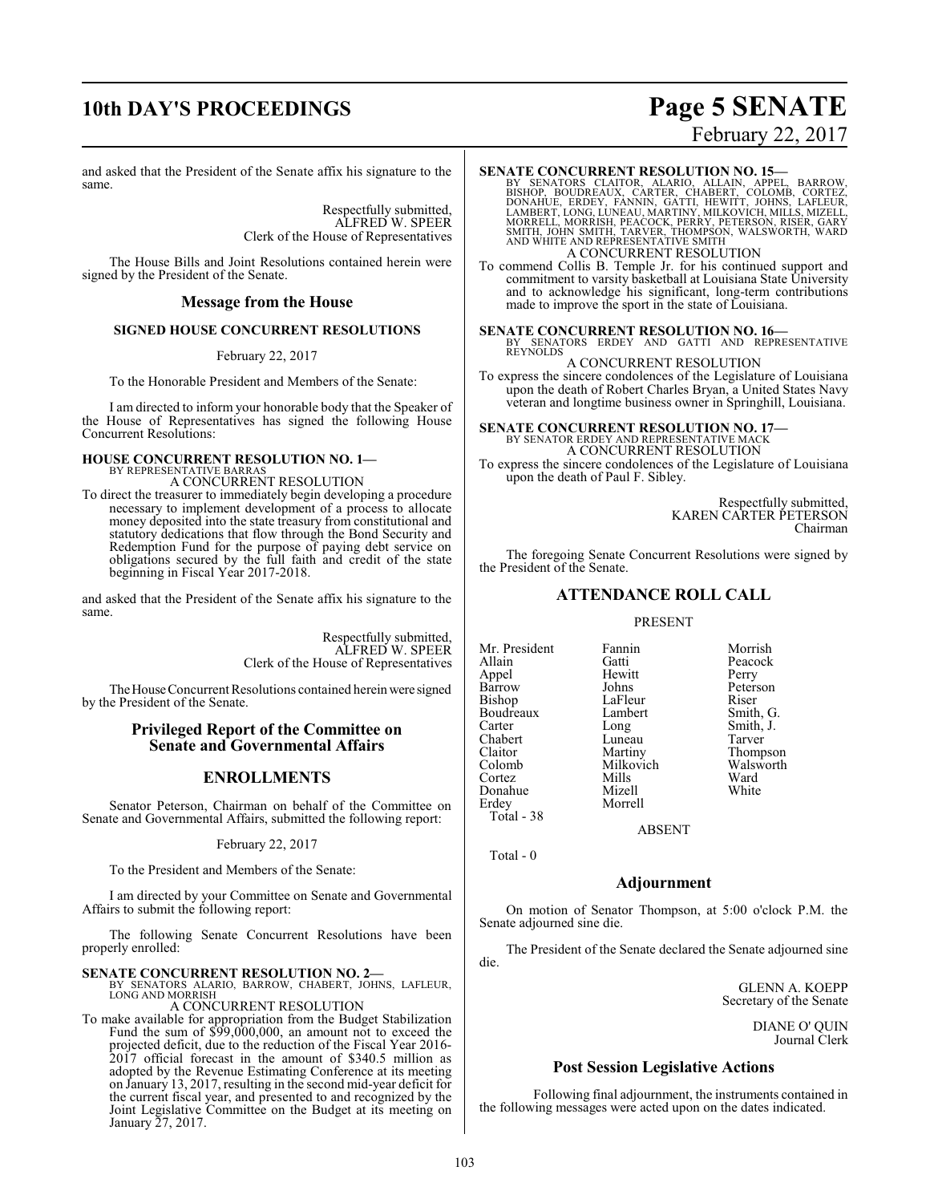and asked that the President of the Senate affix his signature to the same.

Respectfully submitted,
ALFRED W. SPEER
Clerk of the House of Representatives

The House Bills and Joint Resolutions contained herein were signed by the President of the Senate.

## Message from the House

### SIGNED HOUSE CONCURRENT RESOLUTIONS

February 22, 2017

To the Honorable President and Members of the Senate:

I am directed to inform your honorable body that the Speaker of the House of Representatives has signed the following House Concurrent Resolutions:

**HOUSE CONCURRENT RESOLUTION NO. 1—**
BY REPRESENTATIVE BARRAS
A CONCURRENT RESOLUTION

To direct the treasurer to immediately begin developing a procedure necessary to implement development of a process to allocate money deposited into the state treasury from constitutional and statutory dedications that flow through the Bond Security and Redemption Fund for the purpose of paying debt service on obligations secured by the full faith and credit of the state beginning in Fiscal Year 2017-2018.

and asked that the President of the Senate affix his signature to the same.

Respectfully submitted,
ALFRED W. SPEER
Clerk of the House of Representatives

The House Concurrent Resolutions contained herein were signed by the President of the Senate.

## Privileged Report of the Committee on Senate and Governmental Affairs

## ENROLLMENTS

Senator Peterson, Chairman on behalf of the Committee on Senate and Governmental Affairs, submitted the following report:

February 22, 2017

To the President and Members of the Senate:

I am directed by your Committee on Senate and Governmental Affairs to submit the following report:

The following Senate Concurrent Resolutions have been properly enrolled:

**SENATE CONCURRENT RESOLUTION NO. 2—**
BY SENATORS ALARIO, BARROW, CHABERT, JOHNS, LAFLEUR, LONG AND MORRISH
A CONCURRENT RESOLUTION

To make available for appropriation from the Budget Stabilization Fund the sum of $99,000,000, an amount not to exceed the projected deficit, due to the reduction of the Fiscal Year 2016-2017 official forecast in the amount of $340.5 million as adopted by the Revenue Estimating Conference at its meeting on January 13, 2017, resulting in the second mid-year deficit for the current fiscal year, and presented to and recognized by the Joint Legislative Committee on the Budget at its meeting on January 27, 2017.

**SENATE CONCURRENT RESOLUTION NO. 15—**
BY SENATORS CLAITOR, ALARIO, ALLAIN, APPEL, BARROW, BISHOP, BOUDREAUX, CARTER, CHABERT, COLOMB, CORTEZ, DONAHUE, ERDEY, FANNIN, GATTI, HEWITT, JOHNS, LAFLEUR, LAMBERT, LONG, LUNEAU, MARTINY, MILKOVICH, MILLS, MIZELL, MORRELL, MORRISH, PEACOCK, PERRY, PETERSON, RISER, GARY SMITH, JOHN SMITH, TARVER, THOMPSON, WALSWORTH, WARD AND WHITE AND REPRESENTATIVE SMITH
A CONCURRENT RESOLUTION

To commend Collis B. Temple Jr. for his continued support and commitment to varsity basketball at Louisiana State University and to acknowledge his significant, long-term contributions made to improve the sport in the state of Louisiana.

**SENATE CONCURRENT RESOLUTION NO. 16—**
BY SENATORS ERDEY AND GATTI AND REPRESENTATIVE REYNOLDS
A CONCURRENT RESOLUTION

To express the sincere condolences of the Legislature of Louisiana upon the death of Robert Charles Bryan, a United States Navy veteran and longtime business owner in Springhill, Louisiana.

**SENATE CONCURRENT RESOLUTION NO. 17—**
BY SENATOR ERDEY AND REPRESENTATIVE MACK
A CONCURRENT RESOLUTION

To express the sincere condolences of the Legislature of Louisiana upon the death of Paul F. Sibley.

Respectfully submitted,
KAREN CARTER PETERSON
Chairman

The foregoing Senate Concurrent Resolutions were signed by the President of the Senate.

## ATTENDANCE ROLL CALL

PRESENT

| | | |
|---|---|---|
| Mr. President | Fannin | Morrish |
| Allain | Gatti | Peacock |
| Appel | Hewitt | Perry |
| Barrow | Johns | Peterson |
| Bishop | LaFleur | Riser |
| Boudreaux | Lambert | Smith, G. |
| Carter | Long | Smith, J. |
| Chabert | Luneau | Tarver |
| Claitor | Martiny | Thompson |
| Colomb | Milkovich | Walsworth |
| Cortez | Mills | Ward |
| Donahue | Mizell | White |
| Erdey | Morrell | |

Total - 38

ABSENT

Total - 0

## Adjournment

On motion of Senator Thompson, at 5:00 o'clock P.M. the Senate adjourned sine die.

The President of the Senate declared the Senate adjourned sine die.

GLENN A. KOEPP
Secretary of the Senate

DIANE O' QUIN
Journal Clerk

## Post Session Legislative Actions

Following final adjournment, the instruments contained in the following messages were acted upon on the dates indicated.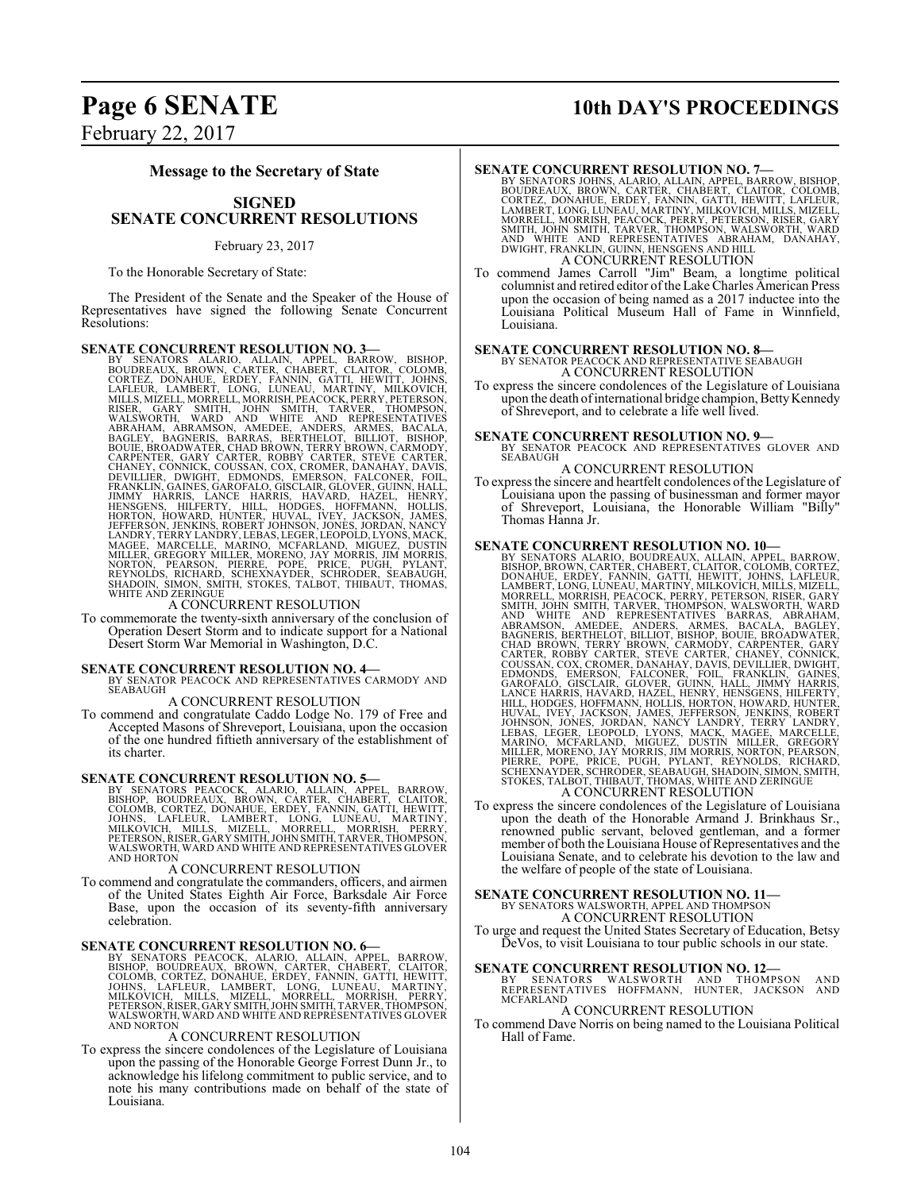## Message to the Secretary of State

### SIGNED SENATE CONCURRENT RESOLUTIONS

February 23, 2017

To the Honorable Secretary of State:

The President of the Senate and the Speaker of the House of Representatives have signed the following Senate Concurrent Resolutions:

**SENATE CONCURRENT RESOLUTION NO. 3—**
BY SENATORS ALARIO, ALLAIN, APPEL, BARROW, BISHOP, BOUDREAUX, BROWN, CARTER, CHABERT, CLAITOR, COLOMB, CORTEZ, DONAHUE, ERDEY, FANNIN, GATTI, HEWITT, JOHNS, LAFLEUR, LAMBERT, LONG, LUNEAU, MARTINY, MILKOVICH, MILLS, MIZELL, MORRELL, MORRISH, PEACOCK, PERRY, PETERSON, RISER, GARY SMITH, JOHN SMITH, TARVER, THOMPSON, WALSWORTH, WARD AND WHITE AND REPRESENTATIVES ABRAHAM, ABRAMSON, AMEDEE, ANDERS, ARMES, BACALA, BAGLEY, BAGNERIS, BARRAS, BERTHELOT, BILLIOT, BISHOP, BOUIE, BROADWATER, CHAD BROWN, TERRY BROWN, CARMODY, CARPENTER, GARY CARTER, ROBBY CARTER, STEVE CARTER, CHANEY, CONNICK, COUSSAN, COX, CROMER, DANAHAY, DAVIS, DEVILLIER, DWIGHT, EDMONDS, EMERSON, FALCONER, FOIL, FRANKLIN, GAINES, GAROFALO, GISCLAIR, GLOVER, GUINN, HALL, JIMMY HARRIS, LANCE HARRIS, HAVARD, HAZEL, HENRY, HENSGENS, HILFERTY, HILL, HODGES, HOFFMANN, HOLLIS, HORTON, HOWARD, HUNTER, HUVAL, IVEY, JACKSON, JAMES, JEFFERSON, JENKINS, ROBERT JOHNSON, JONES, JORDAN, NANCY LANDRY, TERRY LANDRY, LEBAS, LEGER, LEOPOLD, LYONS, MACK, MAGEE, MARCELLE, MARINO, MCFARLAND, MIGUEZ, DUSTIN MILLER, GREGORY MILLER, MORENO, JAY MORRIS, JIM MORRIS, NORTON, PEARSON, PIERRE, POPE, PRICE, PUGH, PYLANT, REYNOLDS, RICHARD, SCHEXNAYDER, SCHRODER, SEABAUGH, SHADOIN, SIMON, SMITH, STOKES, TALBOT, THIBAUT, THOMAS, WHITE AND ZERINGUE

A CONCURRENT RESOLUTION

To commemorate the twenty-sixth anniversary of the conclusion of Operation Desert Storm and to indicate support for a National Desert Storm War Memorial in Washington, D.C.

**SENATE CONCURRENT RESOLUTION NO. 4—**
BY SENATOR PEACOCK AND REPRESENTATIVES CARMODY AND SEABAUGH

A CONCURRENT RESOLUTION

To commend and congratulate Caddo Lodge No. 179 of Free and Accepted Masons of Shreveport, Louisiana, upon the occasion of the one hundred fiftieth anniversary of the establishment of its charter.

**SENATE CONCURRENT RESOLUTION NO. 5—**
BY SENATORS PEACOCK, ALARIO, ALLAIN, APPEL, BARROW, BISHOP, BOUDREAUX, BROWN, CARTER, CHABERT, CLAITOR, COLOMB, CORTEZ, DONAHUE, ERDEY, FANNIN, GATTI, HEWITT, JOHNS, LAFLEUR, LAMBERT, LONG, LUNEAU, MARTINY, MILKOVICH, MILLS, MIZELL, MORRELL, MORRISH, PERRY, PETERSON, RISER, GARY SMITH, JOHN SMITH, TARVER, THOMPSON, WALSWORTH, WARD AND WHITE AND REPRESENTATIVES GLOVER AND HORTON

A CONCURRENT RESOLUTION

To commend and congratulate the commanders, officers, and airmen of the United States Eighth Air Force, Barksdale Air Force Base, upon the occasion of its seventy-fifth anniversary celebration.

**SENATE CONCURRENT RESOLUTION NO. 6—**
BY SENATORS PEACOCK, ALARIO, ALLAIN, APPEL, BARROW, BISHOP, BOUDREAUX, BROWN, CARTER, CHABERT, CLAITOR, COLOMB, CORTEZ, DONAHUE, ERDEY, FANNIN, GATTI, HEWITT, JOHNS, LAFLEUR, LAMBERT, LONG, LUNEAU, MARTINY, MILKOVICH, MILLS, MIZELL, MORRELL, MORRISH, PERRY, PETERSON, RISER, GARY SMITH, JOHN SMITH, TARVER, THOMPSON, WALSWORTH, WARD AND WHITE AND REPRESENTATIVES GLOVER AND NORTON

A CONCURRENT RESOLUTION

To express the sincere condolences of the Legislature of Louisiana upon the passing of the Honorable George Forrest Dunn Jr., to acknowledge his lifelong commitment to public service, and to note his many contributions made on behalf of the state of Louisiana.

**SENATE CONCURRENT RESOLUTION NO. 7—**
BY SENATORS JOHNS, ALARIO, ALLAIN, APPEL, BARROW, BISHOP, BOUDREAUX, BROWN, CARTER, CHABERT, CLAITOR, COLOMB, CORTEZ, DONAHUE, ERDEY, FANNIN, GATTI, HEWITT, LAFLEUR, LAMBERT, LONG, LUNEAU, MARTINY, MILKOVICH, MILLS, MIZELL, MORRELL, MORRISH, PEACOCK, PERRY, PETERSON, RISER, GARY SMITH, JOHN SMITH, TARVER, THOMPSON, WALSWORTH, WARD AND WHITE AND REPRESENTATIVES ABRAHAM, DANAHAY, DWIGHT, FRANKLIN, GUINN, HENSGENS AND HILL

A CONCURRENT RESOLUTION

To commend James Carroll "Jim" Beam, a longtime political columnist and retired editor of the Lake Charles American Press upon the occasion of being named as a 2017 inductee into the Louisiana Political Museum Hall of Fame in Winnfield, Louisiana.

**SENATE CONCURRENT RESOLUTION NO. 8—**
BY SENATOR PEACOCK AND REPRESENTATIVE SEABAUGH

A CONCURRENT RESOLUTION

To express the sincere condolences of the Legislature of Louisiana upon the death of international bridge champion, Betty Kennedy of Shreveport, and to celebrate a life well lived.

**SENATE CONCURRENT RESOLUTION NO. 9—**
BY SENATOR PEACOCK AND REPRESENTATIVES GLOVER AND SEABAUGH

A CONCURRENT RESOLUTION

To express the sincere and heartfelt condolences of the Legislature of Louisiana upon the passing of businessman and former mayor of Shreveport, Louisiana, the Honorable William "Billy" Thomas Hanna Jr.

**SENATE CONCURRENT RESOLUTION NO. 10—**
BY SENATORS ALARIO, BOUDREAUX, ALLAIN, APPEL, BARROW, BISHOP, BROWN, CARTER, CHABERT, CLAITOR, COLOMB, CORTEZ, DONAHUE, ERDEY, FANNIN, GATTI, HEWITT, JOHNS, LAFLEUR, LAMBERT, LONG, LUNEAU, MARTINY, MILKOVICH, MILLS, MIZELL, MORRELL, MORRISH, PEACOCK, PERRY, PETERSON, RISER, GARY SMITH, JOHN SMITH, TARVER, THOMPSON, WALSWORTH, WARD AND WHITE AND REPRESENTATIVES BARRAS, ABRAHAM, ABRAMSON, AMEDEE, ANDERS, ARMES, BACALA, BAGLEY, BAGNERIS, BERTHELOT, BILLIOT, BISHOP, BOUIE, BROADWATER, CHAD BROWN, TERRY BROWN, CARMODY, CARPENTER, GARY CARTER, ROBBY CARTER, STEVE CARTER, CHANEY, CONNICK, COUSSAN, COX, CROMER, DANAHAY, DAVIS, DEVILLIER, DWIGHT, EDMONDS, EMERSON, FALCONER, FOIL, FRANKLIN, GAINES, GAROFALO, GISCLAIR, GLOVER, GUINN, HALL, JIMMY HARRIS, LANCE HARRIS, HAVARD, HAZEL, HENRY, HENSGENS, HILFERTY, HILL, HODGES, HOFFMANN, HOLLIS, HORTON, HOWARD, HUNTER, HUVAL, IVEY, JACKSON, JAMES, JEFFERSON, JENKINS, ROBERT JOHNSON, JONES, JORDAN, NANCY LANDRY, TERRY LANDRY, LEBAS, LEGER, LEOPOLD, LYONS, MACK, MAGEE, MARCELLE, MARINO, MCFARLAND, MIGUEZ, DUSTIN MILLER, GREGORY MILLER, MORENO, JAY MORRIS, JIM MORRIS, NORTON, PEARSON, PIERRE, POPE, PRICE, PUGH, PYLANT, REYNOLDS, RICHARD, SCHEXNAYDER, SCHRODER, SEABAUGH, SHADOIN, SIMON, SMITH, STOKES, TALBOT, THIBAUT, THOMAS, WHITE AND ZERINGUE

A CONCURRENT RESOLUTION

To express the sincere condolences of the Legislature of Louisiana upon the death of the Honorable Armand J. Brinkhaus Sr., renowned public servant, beloved gentleman, and a former member of both the Louisiana House of Representatives and the Louisiana Senate, and to celebrate his devotion to the law and the welfare of people of the state of Louisiana.

**SENATE CONCURRENT RESOLUTION NO. 11—**
BY SENATORS WALSWORTH, APPEL AND THOMPSON

A CONCURRENT RESOLUTION

To urge and request the United States Secretary of Education, Betsy DeVos, to visit Louisiana to tour public schools in our state.

**SENATE CONCURRENT RESOLUTION NO. 12—**
BY SENATORS WALSWORTH AND THOMPSON AND REPRESENTATIVES HOFFMANN, HUNTER, JACKSON AND MCFARLAND

A CONCURRENT RESOLUTION

To commend Dave Norris on being named to the Louisiana Political Hall of Fame.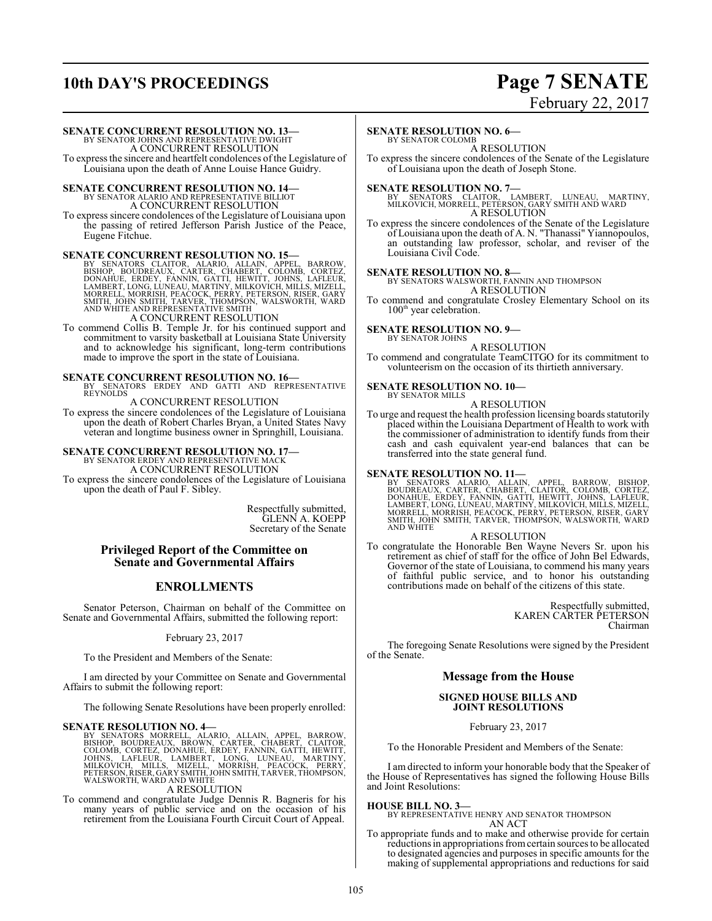**SENATE CONCURRENT RESOLUTION NO. 13—**
BY SENATOR JOHNS AND REPRESENTATIVE DWIGHT
A CONCURRENT RESOLUTION
To express the sincere and heartfelt condolences of the Legislature of Louisiana upon the death of Anne Louise Hance Guidry.

**SENATE CONCURRENT RESOLUTION NO. 14—**
BY SENATOR ALARIO AND REPRESENTATIVE BILLIOT
A CONCURRENT RESOLUTION
To express sincere condolences of the Legislature of Louisiana upon the passing of retired Jefferson Parish Justice of the Peace, Eugene Fitchue.

**SENATE CONCURRENT RESOLUTION NO. 15—**
BY SENATORS CLAITOR, ALARIO, ALLAIN, APPEL, BARROW, BISHOP, BOUDREAUX, CARTER, CHABERT, COLOMB, CORTEZ, DONAHUE, ERDEY, FANNIN, GATTI, HEWITT, JOHNS, LAFLEUR, LAMBERT, LONG, LUNEAU, MARTINY, MILKOVICH, MILLS, MIZELL, MORRELL, MORRISH, PEACOCK, PERRY, PETERSON, RISER, GARY SMITH, JOHN SMITH, TARVER, THOMPSON, WALSWORTH, WARD AND WHITE AND REPRESENTATIVE SMITH
A CONCURRENT RESOLUTION
To commend Collis B. Temple Jr. for his continued support and commitment to varsity basketball at Louisiana State University and to acknowledge his significant, long-term contributions made to improve the sport in the state of Louisiana.

**SENATE CONCURRENT RESOLUTION NO. 16—**
BY SENATORS ERDEY AND GATTI AND REPRESENTATIVE REYNOLDS
A CONCURRENT RESOLUTION
To express the sincere condolences of the Legislature of Louisiana upon the death of Robert Charles Bryan, a United States Navy veteran and longtime business owner in Springhill, Louisiana.

**SENATE CONCURRENT RESOLUTION NO. 17—**
BY SENATOR ERDEY AND REPRESENTATIVE MACK
A CONCURRENT RESOLUTION
To express the sincere condolences of the Legislature of Louisiana upon the death of Paul F. Sibley.

Respectfully submitted,
GLENN A. KOEPP
Secretary of the Senate

## Privileged Report of the Committee on Senate and Governmental Affairs

## ENROLLMENTS

Senator Peterson, Chairman on behalf of the Committee on Senate and Governmental Affairs, submitted the following report:

February 23, 2017

To the President and Members of the Senate:

I am directed by your Committee on Senate and Governmental Affairs to submit the following report:

The following Senate Resolutions have been properly enrolled:

**SENATE RESOLUTION NO. 4—**
BY SENATORS MORRELL, ALARIO, ALLAIN, APPEL, BARROW, BISHOP, BOUDREAUX, BROWN, CARTER, CHABERT, CLAITOR, COLOMB, CORTEZ, DONAHUE, ERDEY, FANNIN, GATTI, HEWITT, JOHNS, LAFLEUR, LAMBERT, LONG, LUNEAU, MARTINY, MILKOVICH, MILLS, MIZELL, MORRISH, PEACOCK, PERRY, PETERSON, RISER, GARY SMITH, JOHN SMITH, TARVER, THOMPSON, WALSWORTH, WARD AND WHITE
A RESOLUTION
To commend and congratulate Judge Dennis R. Bagneris for his many years of public service and on the occasion of his retirement from the Louisiana Fourth Circuit Court of Appeal.

**SENATE RESOLUTION NO. 6—**
BY SENATOR COLOMB
A RESOLUTION
To express the sincere condolences of the Senate of the Legislature of Louisiana upon the death of Joseph Stone.

**SENATE RESOLUTION NO. 7—**
BY SENATORS CLAITOR, LAMBERT, LUNEAU, MARTINY, MILKOVICH, MORRELL, PETERSON, GARY SMITH AND WARD
A RESOLUTION
To express the sincere condolences of the Senate of the Legislature of Louisiana upon the death of A. N. "Thanassi" Yiannopoulos, an outstanding law professor, scholar, and reviser of the Louisiana Civil Code.

**SENATE RESOLUTION NO. 8—**
BY SENATORS WALSWORTH, FANNIN AND THOMPSON
A RESOLUTION
To commend and congratulate Crosley Elementary School on its 100th year celebration.

**SENATE RESOLUTION NO. 9—**
BY SENATOR JOHNS
A RESOLUTION
To commend and congratulate TeamCITGO for its commitment to volunteerism on the occasion of its thirtieth anniversary.

**SENATE RESOLUTION NO. 10—**
BY SENATOR MILLS
A RESOLUTION
To urge and request the health profession licensing boards statutorily placed within the Louisiana Department of Health to work with the commissioner of administration to identify funds from their cash and cash equivalent year-end balances that can be transferred into the state general fund.

**SENATE RESOLUTION NO. 11—**
BY SENATORS ALARIO, ALLAIN, APPEL, BARROW, BISHOP, BOUDREAUX, CARTER, CHABERT, CLAITOR, COLOMB, CORTEZ, DONAHUE, ERDEY, FANNIN, GATTI, HEWITT, JOHNS, LAFLEUR, LAMBERT, LONG, LUNEAU, MARTINY, MILKOVICH, MILLS, MIZELL, MORRELL, MORRISH, PEACOCK, PERRY, PETERSON, RISER, GARY SMITH, JOHN SMITH, TARVER, THOMPSON, WALSWORTH, WARD AND WHITE
A RESOLUTION
To congratulate the Honorable Ben Wayne Nevers Sr. upon his retirement as chief of staff for the office of John Bel Edwards, Governor of the state of Louisiana, to commend his many years of faithful public service, and to honor his outstanding contributions made on behalf of the citizens of this state.

Respectfully submitted,
KAREN CARTER PETERSON
Chairman

The foregoing Senate Resolutions were signed by the President of the Senate.

## Message from the House

### SIGNED HOUSE BILLS AND JOINT RESOLUTIONS

February 23, 2017

To the Honorable President and Members of the Senate:

I am directed to inform your honorable body that the Speaker of the House of Representatives has signed the following House Bills and Joint Resolutions:

**HOUSE BILL NO. 3—**
BY REPRESENTATIVE HENRY AND SENATOR THOMPSON
AN ACT
To appropriate funds and to make and otherwise provide for certain reductions in appropriations from certain sources to be allocated to designated agencies and purposes in specific amounts for the making of supplemental appropriations and reductions for said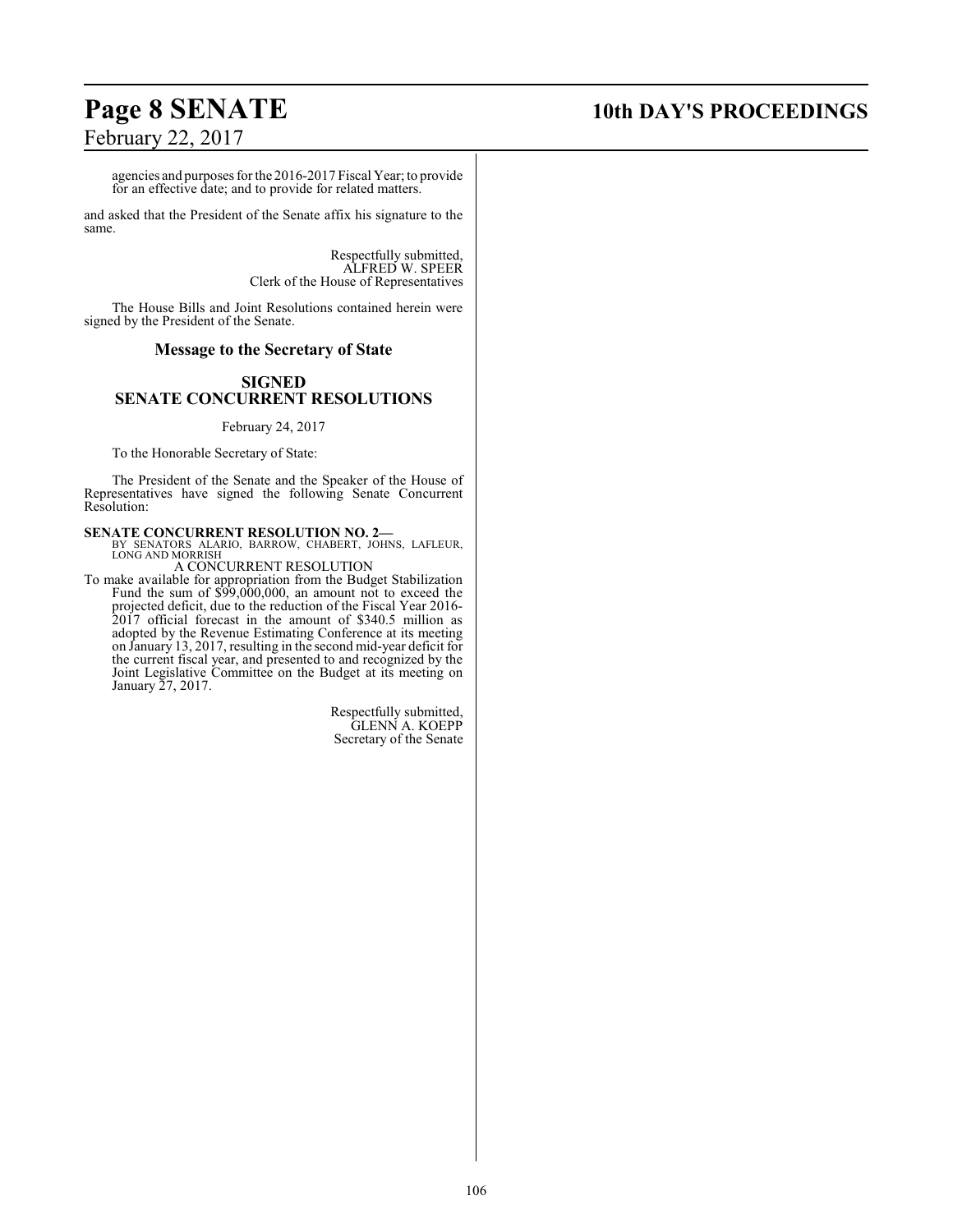agencies and purposes for the 2016-2017 Fiscal Year; to provide for an effective date; and to provide for related matters.

and asked that the President of the Senate affix his signature to the same.

Respectfully submitted,
ALFRED W. SPEER
Clerk of the House of Representatives

The House Bills and Joint Resolutions contained herein were signed by the President of the Senate.

### Message to the Secretary of State

### SIGNED
### SENATE CONCURRENT RESOLUTIONS

February 24, 2017

To the Honorable Secretary of State:

The President of the Senate and the Speaker of the House of Representatives have signed the following Senate Concurrent Resolution:

**SENATE CONCURRENT RESOLUTION NO. 2—**
BY SENATORS ALARIO, BARROW, CHABERT, JOHNS, LAFLEUR, LONG AND MORRISH
A CONCURRENT RESOLUTION

To make available for appropriation from the Budget Stabilization Fund the sum of $99,000,000, an amount not to exceed the projected deficit, due to the reduction of the Fiscal Year 2016-2017 official forecast in the amount of $340.5 million as adopted by the Revenue Estimating Conference at its meeting on January 13, 2017, resulting in the second mid-year deficit for the current fiscal year, and presented to and recognized by the Joint Legislative Committee on the Budget at its meeting on January 27, 2017.

Respectfully submitted,
GLENN A. KOEPP
Secretary of the Senate